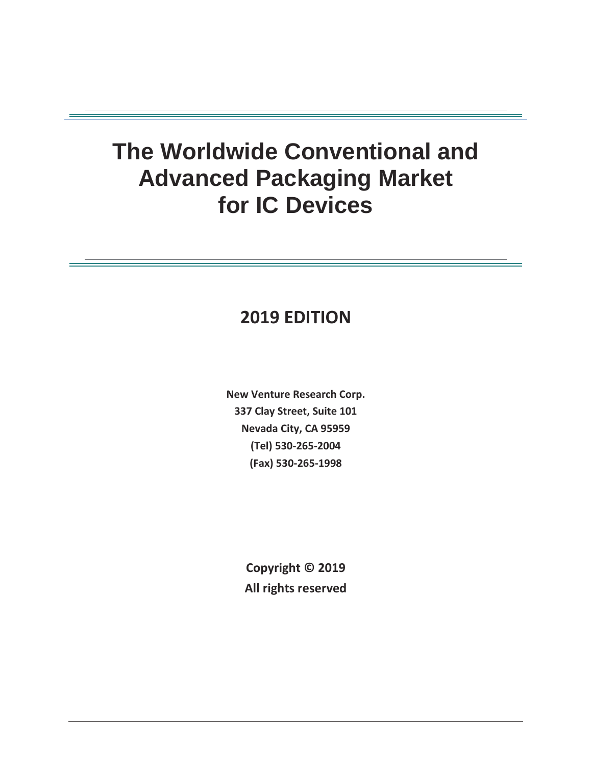# The Worldwide Conventional and Advanced Packaging Market for IC Devices

## 2019 EDITION

**New Venture Research Corp.**
**337 Clay Street, Suite 101**
**Nevada City, CA 95959**
**(Tel) 530-265-2004**
**(Fax) 530-265-1998**

**Copyright © 2019**
**All rights reserved**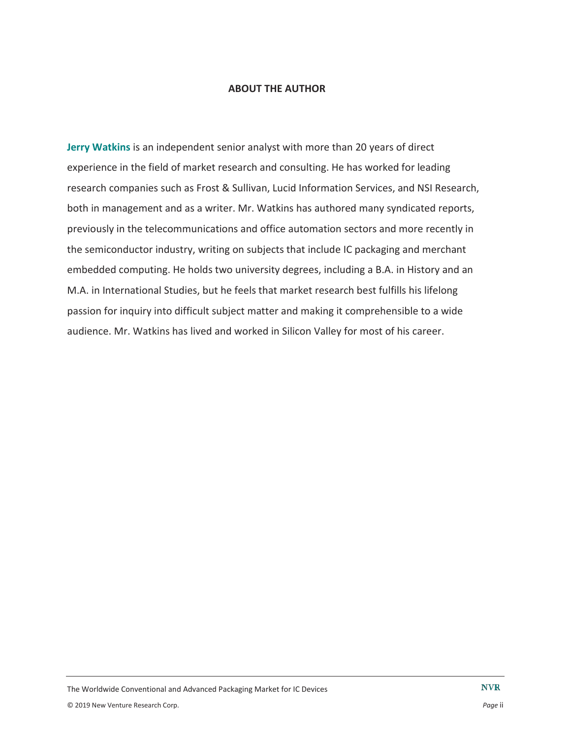## ABOUT THE AUTHOR

**Jerry Watkins** is an independent senior analyst with more than 20 years of direct experience in the field of market research and consulting. He has worked for leading research companies such as Frost & Sullivan, Lucid Information Services, and NSI Research, both in management and as a writer. Mr. Watkins has authored many syndicated reports, previously in the telecommunications and office automation sectors and more recently in the semiconductor industry, writing on subjects that include IC packaging and merchant embedded computing. He holds two university degrees, including a B.A. in History and an M.A. in International Studies, but he feels that market research best fulfills his lifelong passion for inquiry into difficult subject matter and making it comprehensible to a wide audience. Mr. Watkins has lived and worked in Silicon Valley for most of his career.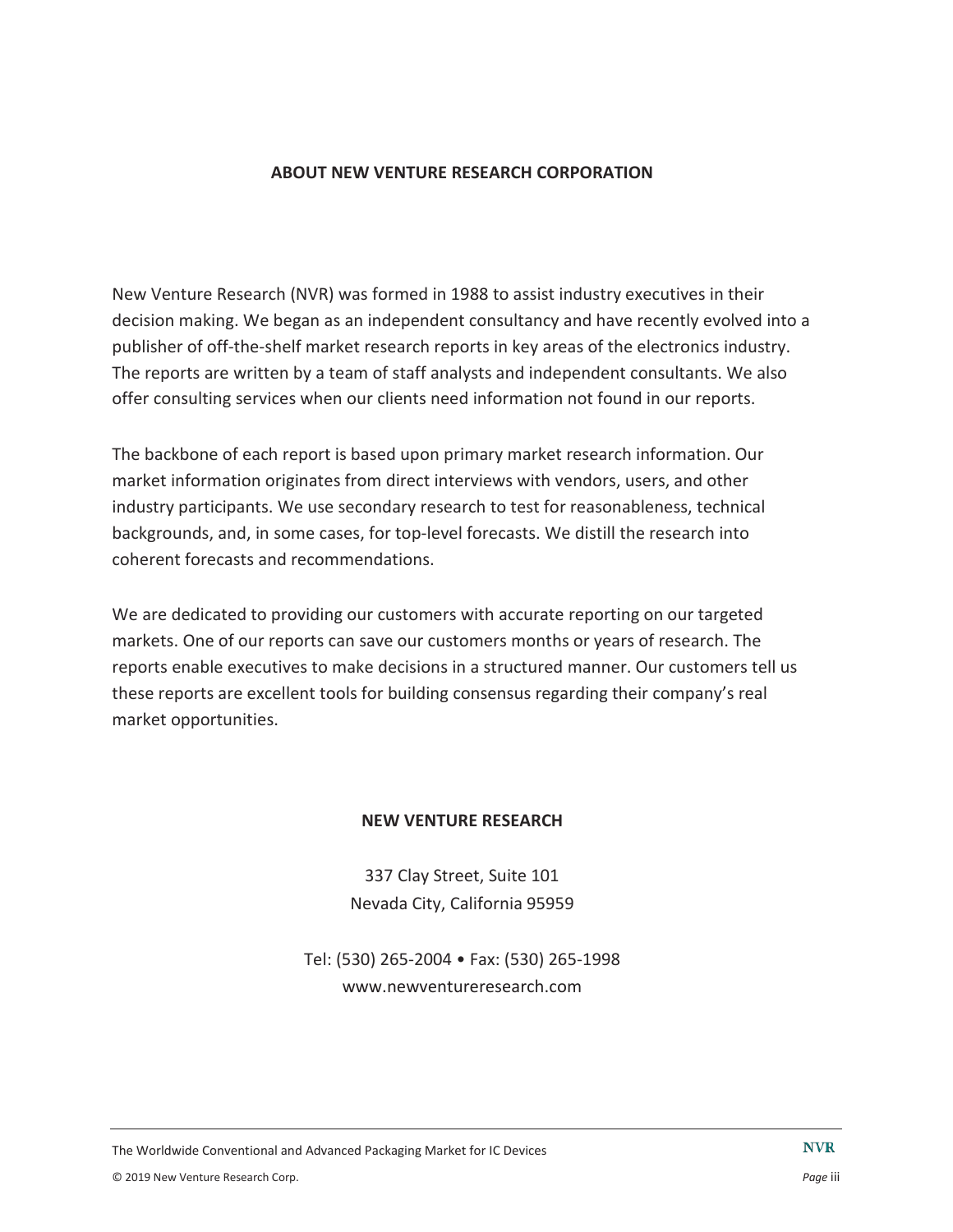## ABOUT NEW VENTURE RESEARCH CORPORATION

New Venture Research (NVR) was formed in 1988 to assist industry executives in their decision making. We began as an independent consultancy and have recently evolved into a publisher of off-the-shelf market research reports in key areas of the electronics industry. The reports are written by a team of staff analysts and independent consultants. We also offer consulting services when our clients need information not found in our reports.

The backbone of each report is based upon primary market research information. Our market information originates from direct interviews with vendors, users, and other industry participants. We use secondary research to test for reasonableness, technical backgrounds, and, in some cases, for top-level forecasts. We distill the research into coherent forecasts and recommendations.

We are dedicated to providing our customers with accurate reporting on our targeted markets. One of our reports can save our customers months or years of research. The reports enable executives to make decisions in a structured manner. Our customers tell us these reports are excellent tools for building consensus regarding their company's real market opportunities.

**NEW VENTURE RESEARCH**

337 Clay Street, Suite 101
Nevada City, California 95959

Tel: (530) 265-2004 • Fax: (530) 265-1998
www.newventureresearch.com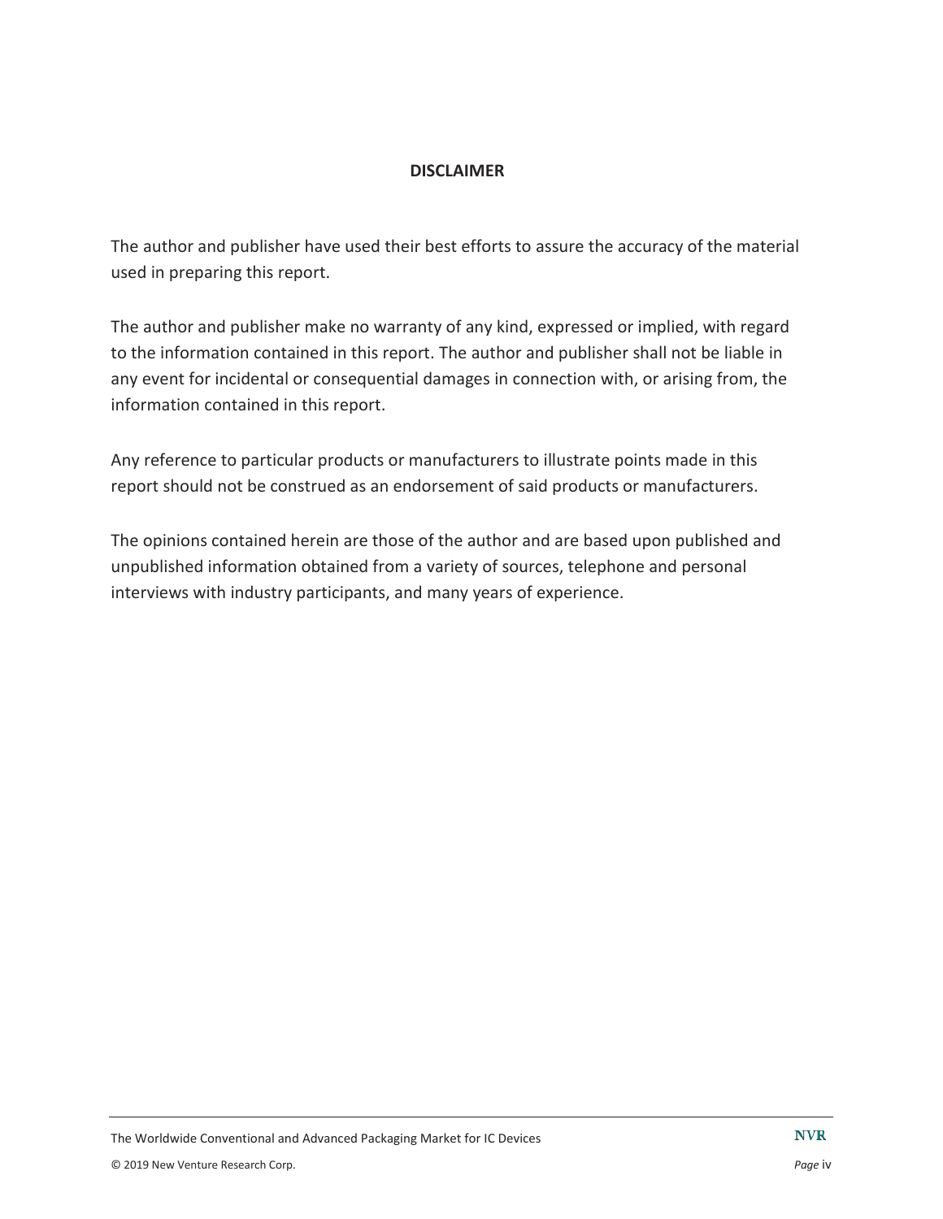**DISCLAIMER**

The author and publisher have used their best efforts to assure the accuracy of the material used in preparing this report.

The author and publisher make no warranty of any kind, expressed or implied, with regard to the information contained in this report. The author and publisher shall not be liable in any event for incidental or consequential damages in connection with, or arising from, the information contained in this report.

Any reference to particular products or manufacturers to illustrate points made in this report should not be construed as an endorsement of said products or manufacturers.

The opinions contained herein are those of the author and are based upon published and unpublished information obtained from a variety of sources, telephone and personal interviews with industry participants, and many years of experience.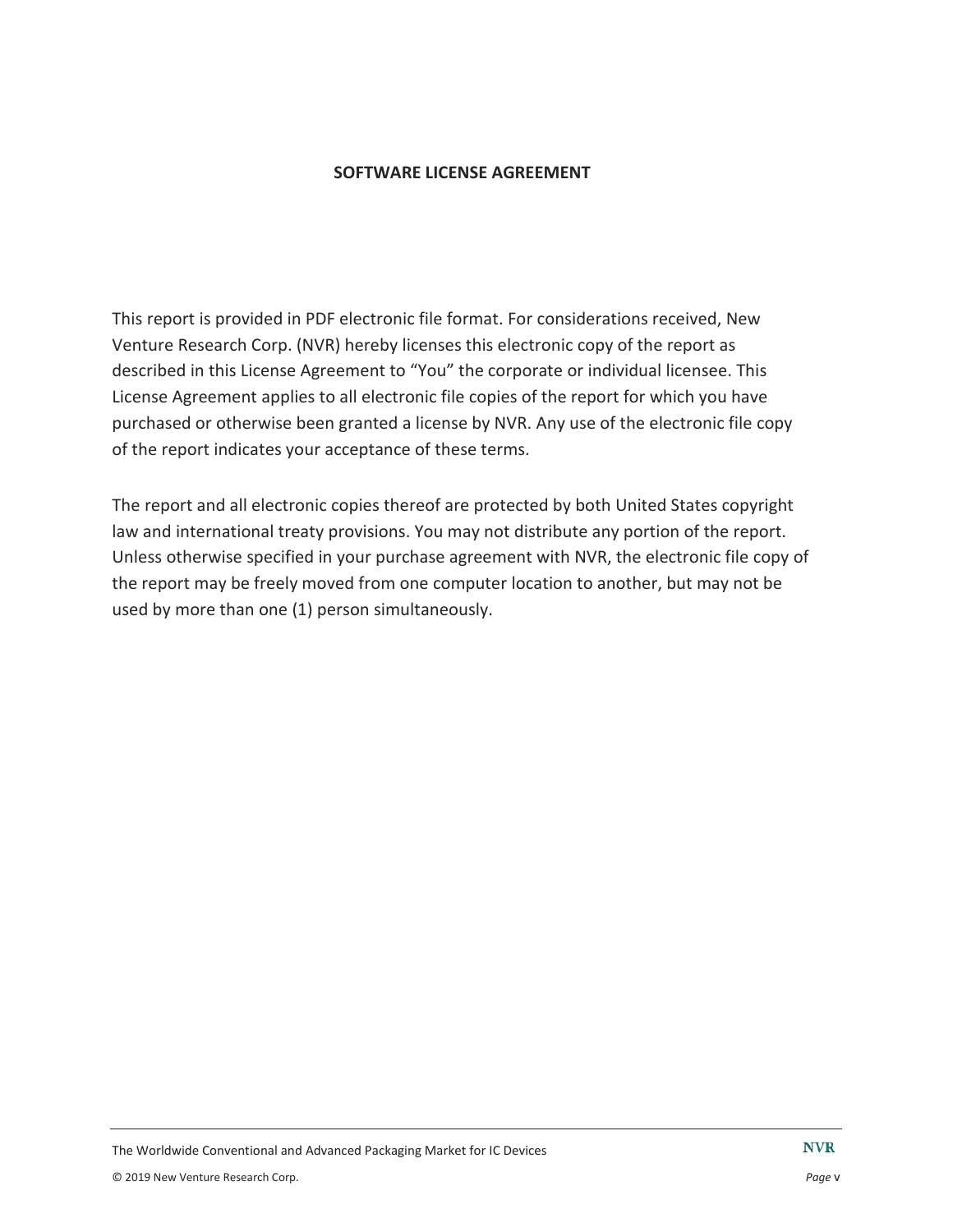**SOFTWARE LICENSE AGREEMENT**

This report is provided in PDF electronic file format. For considerations received, New Venture Research Corp. (NVR) hereby licenses this electronic copy of the report as described in this License Agreement to “You” the corporate or individual licensee. This License Agreement applies to all electronic file copies of the report for which you have purchased or otherwise been granted a license by NVR. Any use of the electronic file copy of the report indicates your acceptance of these terms.

The report and all electronic copies thereof are protected by both United States copyright law and international treaty provisions. You may not distribute any portion of the report. Unless otherwise specified in your purchase agreement with NVR, the electronic file copy of the report may be freely moved from one computer location to another, but may not be used by more than one (1) person simultaneously.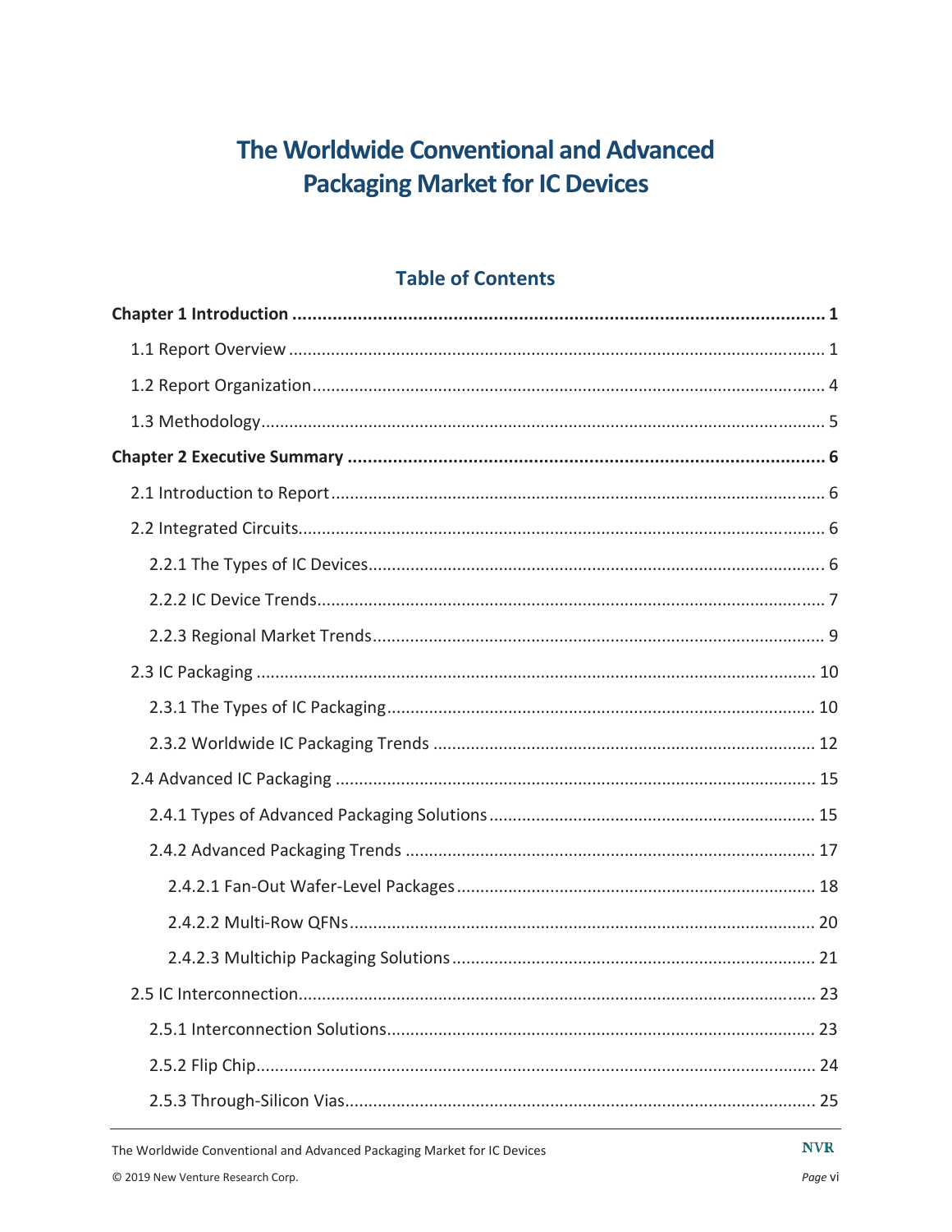# The Worldwide Conventional and Advanced Packaging Market for IC Devices

## Table of Contents

**Chapter 1 Introduction ..... 1**

- 1.1 Report Overview ..... 1
- 1.2 Report Organization ..... 4
- 1.3 Methodology ..... 5

**Chapter 2 Executive Summary ..... 6**

- 2.1 Introduction to Report ..... 6
- 2.2 Integrated Circuits ..... 6
  - 2.2.1 The Types of IC Devices ..... 6
  - 2.2.2 IC Device Trends ..... 7
  - 2.2.3 Regional Market Trends ..... 9
- 2.3 IC Packaging ..... 10
  - 2.3.1 The Types of IC Packaging ..... 10
  - 2.3.2 Worldwide IC Packaging Trends ..... 12
- 2.4 Advanced IC Packaging ..... 15
  - 2.4.1 Types of Advanced Packaging Solutions ..... 15
  - 2.4.2 Advanced Packaging Trends ..... 17
    - 2.4.2.1 Fan-Out Wafer-Level Packages ..... 18
    - 2.4.2.2 Multi-Row QFNs ..... 20
    - 2.4.2.3 Multichip Packaging Solutions ..... 21
- 2.5 IC Interconnection ..... 23
  - 2.5.1 Interconnection Solutions ..... 23
  - 2.5.2 Flip Chip ..... 24
  - 2.5.3 Through-Silicon Vias ..... 25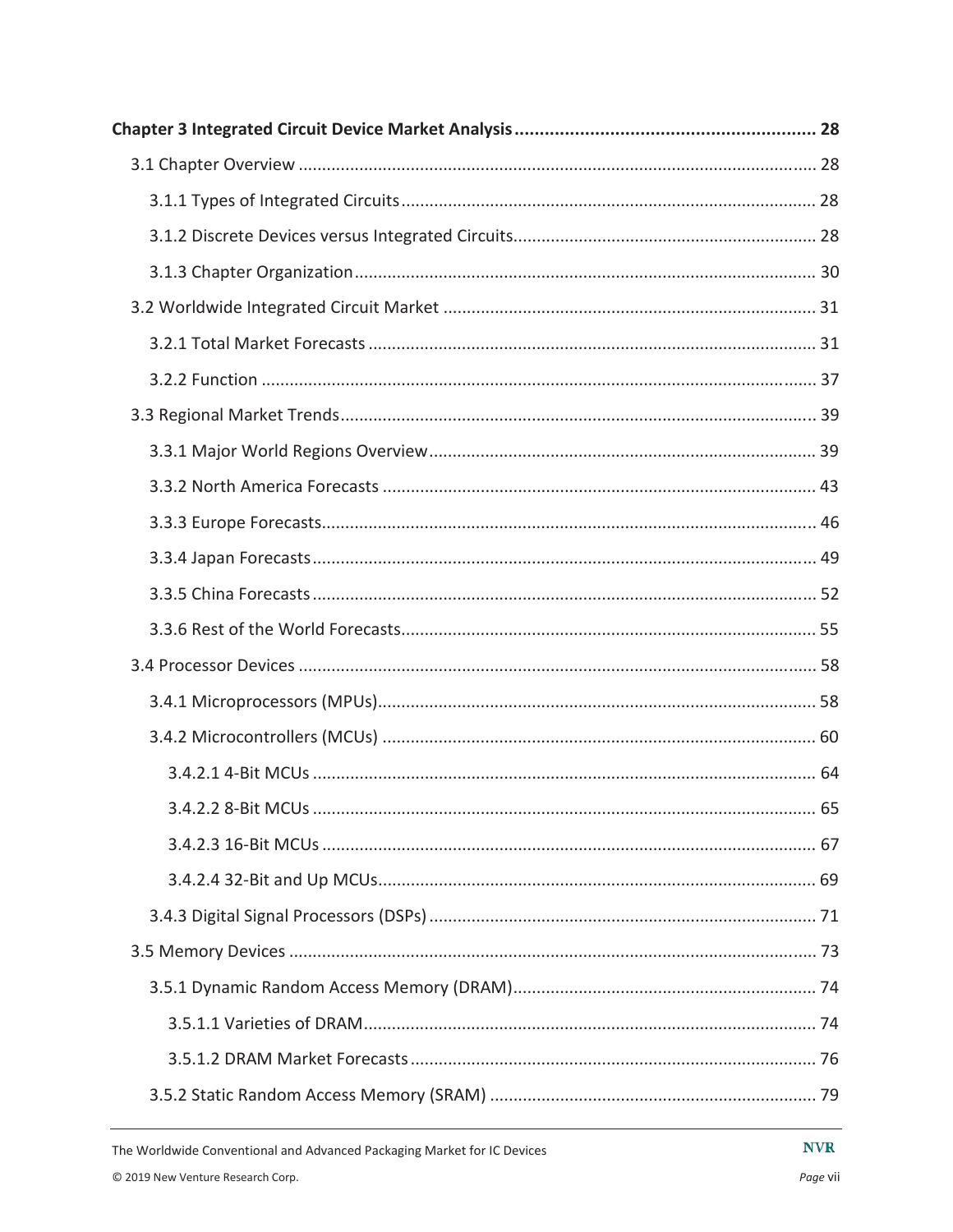**Chapter 3 Integrated Circuit Device Market Analysis ........................................................ 28**

3.1 Chapter Overview ........................................................................................................ 28

3.1.1 Types of Integrated Circuits ................................................................................... 28

3.1.2 Discrete Devices versus Integrated Circuits ............................................................ 28

3.1.3 Chapter Organization ............................................................................................. 30

3.2 Worldwide Integrated Circuit Market ......................................................................... 31

3.2.1 Total Market Forecasts .......................................................................................... 31

3.2.2 Function ................................................................................................................ 37

3.3 Regional Market Trends ............................................................................................... 39

3.3.1 Major World Regions Overview ............................................................................. 39

3.3.2 North America Forecasts ....................................................................................... 43

3.3.3 Europe Forecasts .................................................................................................... 46

3.3.4 Japan Forecasts ...................................................................................................... 49

3.3.5 China Forecasts ...................................................................................................... 52

3.3.6 Rest of the World Forecasts ................................................................................... 55

3.4 Processor Devices ......................................................................................................... 58

3.4.1 Microprocessors (MPUs) ........................................................................................ 58

3.4.2 Microcontrollers (MCUs) ....................................................................................... 60

3.4.2.1 4-Bit MCUs ...................................................................................................... 64

3.4.2.2 8-Bit MCUs ...................................................................................................... 65

3.4.2.3 16-Bit MCUs .................................................................................................... 67

3.4.2.4 32-Bit and Up MCUs ........................................................................................ 69

3.4.3 Digital Signal Processors (DSPs) .............................................................................. 71

3.5 Memory Devices ........................................................................................................... 73

3.5.1 Dynamic Random Access Memory (DRAM) ............................................................ 74

3.5.1.1 Varieties of DRAM ........................................................................................... 74

3.5.1.2 DRAM Market Forecasts ................................................................................. 76

3.5.2 Static Random Access Memory (SRAM) ................................................................. 79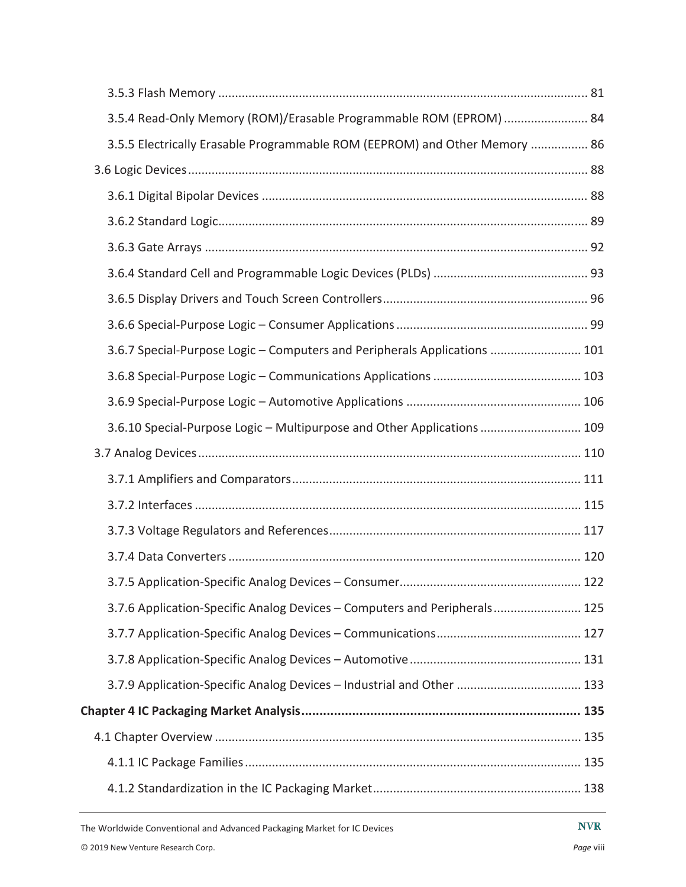3.5.3 Flash Memory ............................................................................................................ 81

3.5.4 Read-Only Memory (ROM)/Erasable Programmable ROM (EPROM) ........................ 84

3.5.5 Electrically Erasable Programmable ROM (EEPROM) and Other Memory ................. 86

3.6 Logic Devices...................................................................................................................... 88

3.6.1 Digital Bipolar Devices ................................................................................................ 88

3.6.2 Standard Logic............................................................................................................ 89

3.6.3 Gate Arrays ................................................................................................................ 92

3.6.4 Standard Cell and Programmable Logic Devices (PLDs) ............................................. 93

3.6.5 Display Drivers and Touch Screen Controllers............................................................ 96

3.6.6 Special-Purpose Logic – Consumer Applications ........................................................ 99

3.6.7 Special-Purpose Logic – Computers and Peripherals Applications ........................... 101

3.6.8 Special-Purpose Logic – Communications Applications ........................................... 103

3.6.9 Special-Purpose Logic – Automotive Applications .................................................... 106

3.6.10 Special-Purpose Logic – Multipurpose and Other Applications .............................. 109

3.7 Analog Devices................................................................................................................. 110

3.7.1 Amplifiers and Comparators..................................................................................... 111

3.7.2 Interfaces .................................................................................................................. 115

3.7.3 Voltage Regulators and References.......................................................................... 117

3.7.4 Data Converters ........................................................................................................ 120

3.7.5 Application-Specific Analog Devices – Consumer...................................................... 122

3.7.6 Application-Specific Analog Devices – Computers and Peripherals.......................... 125

3.7.7 Application-Specific Analog Devices – Communications........................................... 127

3.7.8 Application-Specific Analog Devices – Automotive ................................................... 131

3.7.9 Application-Specific Analog Devices – Industrial and Other ..................................... 133

**Chapter 4 IC Packaging Market Analysis............................................................................. 135**

4.1 Chapter Overview ............................................................................................................ 135

4.1.1 IC Package Families................................................................................................... 135

4.1.2 Standardization in the IC Packaging Market............................................................. 138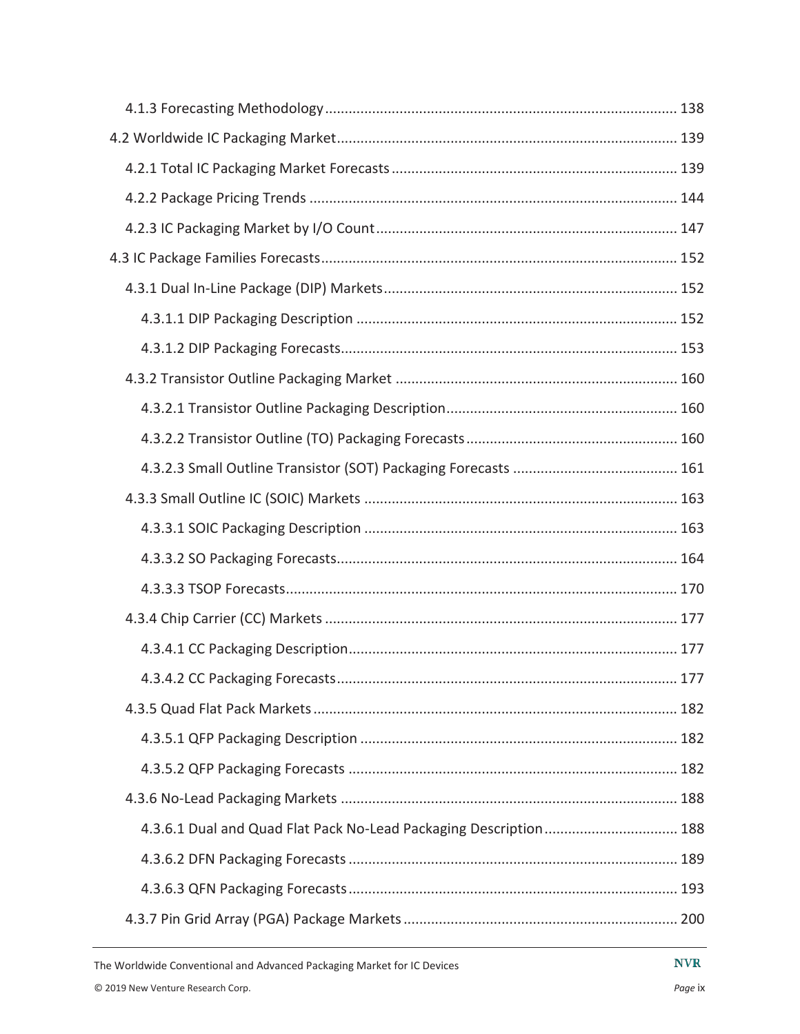- 4.1.3 Forecasting Methodology ........ 138
- 4.2 Worldwide IC Packaging Market ........ 139
  - 4.2.1 Total IC Packaging Market Forecasts ........ 139
  - 4.2.2 Package Pricing Trends ........ 144
  - 4.2.3 IC Packaging Market by I/O Count ........ 147
- 4.3 IC Package Families Forecasts ........ 152
  - 4.3.1 Dual In-Line Package (DIP) Markets ........ 152
    - 4.3.1.1 DIP Packaging Description ........ 152
    - 4.3.1.2 DIP Packaging Forecasts ........ 153
  - 4.3.2 Transistor Outline Packaging Market ........ 160
    - 4.3.2.1 Transistor Outline Packaging Description ........ 160
    - 4.3.2.2 Transistor Outline (TO) Packaging Forecasts ........ 160
    - 4.3.2.3 Small Outline Transistor (SOT) Packaging Forecasts ........ 161
  - 4.3.3 Small Outline IC (SOIC) Markets ........ 163
    - 4.3.3.1 SOIC Packaging Description ........ 163
    - 4.3.3.2 SO Packaging Forecasts ........ 164
    - 4.3.3.3 TSOP Forecasts ........ 170
  - 4.3.4 Chip Carrier (CC) Markets ........ 177
    - 4.3.4.1 CC Packaging Description ........ 177
    - 4.3.4.2 CC Packaging Forecasts ........ 177
  - 4.3.5 Quad Flat Pack Markets ........ 182
    - 4.3.5.1 QFP Packaging Description ........ 182
    - 4.3.5.2 QFP Packaging Forecasts ........ 182
  - 4.3.6 No-Lead Packaging Markets ........ 188
    - 4.3.6.1 Dual and Quad Flat Pack No-Lead Packaging Description ........ 188
    - 4.3.6.2 DFN Packaging Forecasts ........ 189
    - 4.3.6.3 QFN Packaging Forecasts ........ 193
  - 4.3.7 Pin Grid Array (PGA) Package Markets ........ 200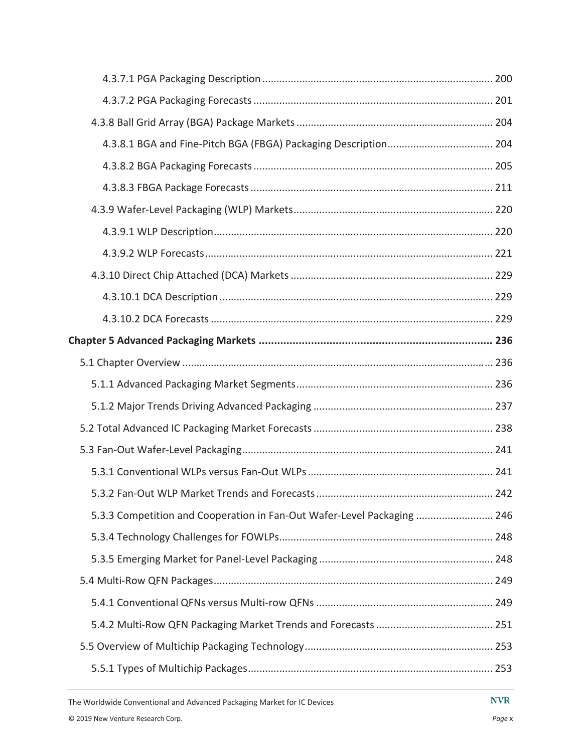4.3.7.1 PGA Packaging Description ............................................................................... 200

4.3.7.2 PGA Packaging Forecasts ................................................................................... 201

4.3.8 Ball Grid Array (BGA) Package Markets .................................................................... 204

4.3.8.1 BGA and Fine-Pitch BGA (FBGA) Packaging Description.................................... 204

4.3.8.2 BGA Packaging Forecasts .................................................................................. 205

4.3.8.3 FBGA Package Forecasts .................................................................................... 211

4.3.9 Wafer-Level Packaging (WLP) Markets..................................................................... 220

4.3.9.1 WLP Description................................................................................................ 220

4.3.9.2 WLP Forecasts.................................................................................................... 221

4.3.10 Direct Chip Attached (DCA) Markets ...................................................................... 229

4.3.10.1 DCA Description .............................................................................................. 229

4.3.10.2 DCA Forecasts ................................................................................................. 229

**Chapter 5 Advanced Packaging Markets ............................................................................ 236**

5.1 Chapter Overview ........................................................................................................... 236

5.1.1 Advanced Packaging Market Segments.................................................................... 236

5.1.2 Major Trends Driving Advanced Packaging .............................................................. 237

5.2 Total Advanced IC Packaging Market Forecasts .............................................................. 238

5.3 Fan-Out Wafer-Level Packaging....................................................................................... 241

5.3.1 Conventional WLPs versus Fan-Out WLPs................................................................ 241

5.3.2 Fan-Out WLP Market Trends and Forecasts............................................................. 242

5.3.3 Competition and Cooperation in Fan-Out Wafer-Level Packaging ........................... 246

5.3.4 Technology Challenges for FOWLPs.......................................................................... 248

5.3.5 Emerging Market for Panel-Level Packaging ............................................................ 248

5.4 Multi-Row QFN Packages................................................................................................ 249

5.4.1 Conventional QFNs versus Multi-row QFNs ............................................................. 249

5.4.2 Multi-Row QFN Packaging Market Trends and Forecasts ......................................... 251

5.5 Overview of Multichip Packaging Technology................................................................. 253

5.5.1 Types of Multichip Packages..................................................................................... 253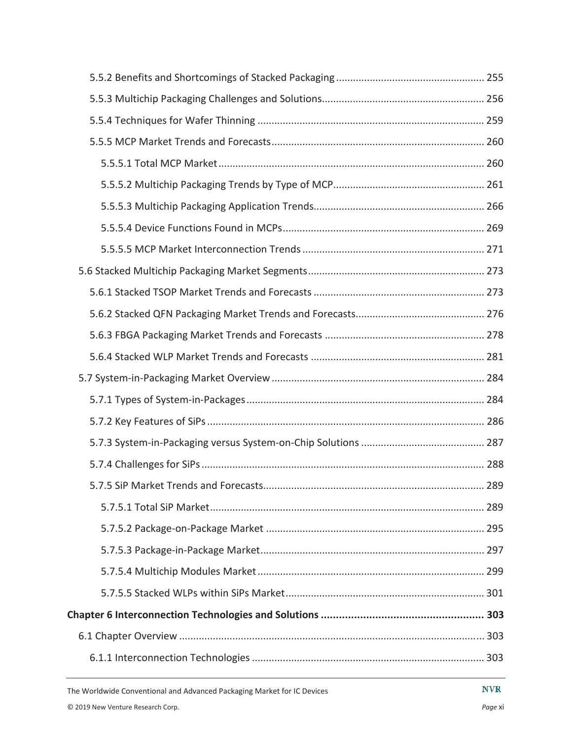5.5.2 Benefits and Shortcomings of Stacked Packaging ..................................................... 255

5.5.3 Multichip Packaging Challenges and Solutions.......................................................... 256

5.5.4 Techniques for Wafer Thinning ................................................................................ 259

5.5.5 MCP Market Trends and Forecasts........................................................................... 260

5.5.5.1 Total MCP Market.............................................................................................. 260

5.5.5.2 Multichip Packaging Trends by Type of MCP...................................................... 261

5.5.5.3 Multichip Packaging Application Trends............................................................ 266

5.5.5.4 Device Functions Found in MCPs....................................................................... 269

5.5.5.5 MCP Market Interconnection Trends ................................................................. 271

5.6 Stacked Multichip Packaging Market Segments.............................................................. 273

5.6.1 Stacked TSOP Market Trends and Forecasts ............................................................ 273

5.6.2 Stacked QFN Packaging Market Trends and Forecasts............................................. 276

5.6.3 FBGA Packaging Market Trends and Forecasts ........................................................ 278

5.6.4 Stacked WLP Market Trends and Forecasts ............................................................. 281

5.7 System-in-Packaging Market Overview ........................................................................... 284

5.7.1 Types of System-in-Packages.................................................................................... 284

5.7.2 Key Features of SiPs ................................................................................................. 286

5.7.3 System-in-Packaging versus System-on-Chip Solutions ............................................ 287

5.7.4 Challenges for SiPs .................................................................................................... 288

5.7.5 SiP Market Trends and Forecasts.............................................................................. 289

5.7.5.1 Total SiP Market................................................................................................. 289

5.7.5.2 Package-on-Package Market ............................................................................. 295

5.7.5.3 Package-in-Package Market............................................................................... 297

5.7.5.4 Multichip Modules Market ................................................................................ 299

5.7.5.5 Stacked WLPs within SiPs Market...................................................................... 301

**Chapter 6 Interconnection Technologies and Solutions ...................................................... 303**

6.1 Chapter Overview ............................................................................................................ 303

6.1.1 Interconnection Technologies .................................................................................. 303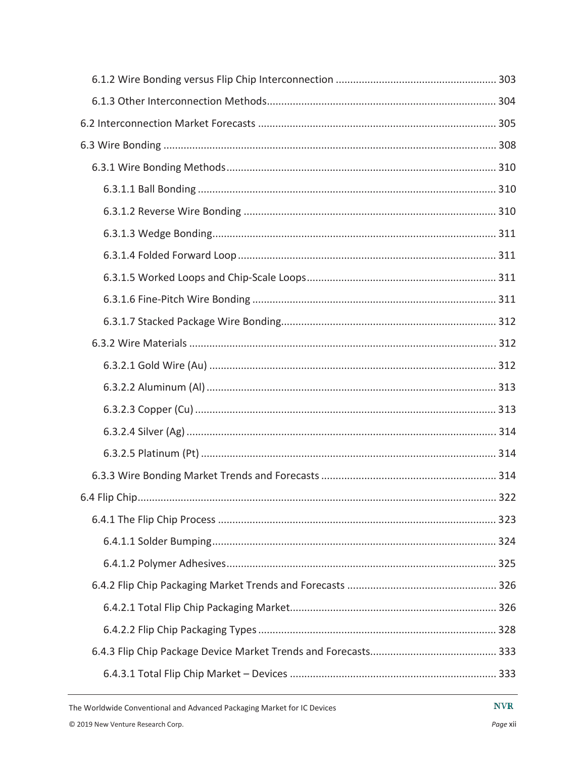6.1.2 Wire Bonding versus Flip Chip Interconnection ........................................................ 303

6.1.3 Other Interconnection Methods.............................................................................. 304

6.2 Interconnection Market Forecasts .................................................................................. 305

6.3 Wire Bonding ................................................................................................................... 308

6.3.1 Wire Bonding Methods............................................................................................. 310

6.3.1.1 Ball Bonding ....................................................................................................... 310

6.3.1.2 Reverse Wire Bonding ....................................................................................... 310

6.3.1.3 Wedge Bonding.................................................................................................. 311

6.3.1.4 Folded Forward Loop ......................................................................................... 311

6.3.1.5 Worked Loops and Chip-Scale Loops................................................................. 311

6.3.1.6 Fine-Pitch Wire Bonding .................................................................................... 311

6.3.1.7 Stacked Package Wire Bonding.......................................................................... 312

6.3.2 Wire Materials .......................................................................................................... 312

6.3.2.1 Gold Wire (Au) ................................................................................................... 312

6.3.2.2 Aluminum (Al) .................................................................................................... 313

6.3.2.3 Copper (Cu) ....................................................................................................... 313

6.3.2.4 Silver (Ag) .......................................................................................................... 314

6.3.2.5 Platinum (Pt) ...................................................................................................... 314

6.3.3 Wire Bonding Market Trends and Forecasts ............................................................ 314

6.4 Flip Chip............................................................................................................................ 322

6.4.1 The Flip Chip Process ............................................................................................... 323

6.4.1.1 Solder Bumping.................................................................................................. 324

6.4.1.2 Polymer Adhesives............................................................................................. 325

6.4.2 Flip Chip Packaging Market Trends and Forecasts .................................................... 326

6.4.2.1 Total Flip Chip Packaging Market....................................................................... 326

6.4.2.2 Flip Chip Packaging Types .................................................................................. 328

6.4.3 Flip Chip Package Device Market Trends and Forecasts............................................ 333

6.4.3.1 Total Flip Chip Market – Devices ....................................................................... 333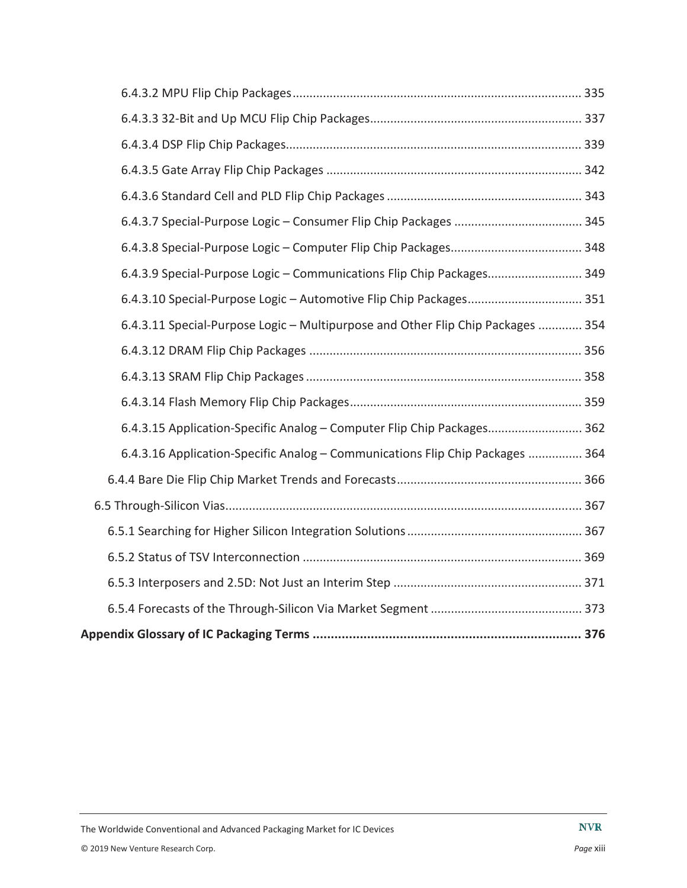6.4.3.2 MPU Flip Chip Packages ..... 335

6.4.3.3 32-Bit and Up MCU Flip Chip Packages ..... 337

6.4.3.4 DSP Flip Chip Packages ..... 339

6.4.3.5 Gate Array Flip Chip Packages ..... 342

6.4.3.6 Standard Cell and PLD Flip Chip Packages ..... 343

6.4.3.7 Special-Purpose Logic – Consumer Flip Chip Packages ..... 345

6.4.3.8 Special-Purpose Logic – Computer Flip Chip Packages ..... 348

6.4.3.9 Special-Purpose Logic – Communications Flip Chip Packages ..... 349

6.4.3.10 Special-Purpose Logic – Automotive Flip Chip Packages ..... 351

6.4.3.11 Special-Purpose Logic – Multipurpose and Other Flip Chip Packages ..... 354

6.4.3.12 DRAM Flip Chip Packages ..... 356

6.4.3.13 SRAM Flip Chip Packages ..... 358

6.4.3.14 Flash Memory Flip Chip Packages ..... 359

6.4.3.15 Application-Specific Analog – Computer Flip Chip Packages ..... 362

6.4.3.16 Application-Specific Analog – Communications Flip Chip Packages ..... 364

6.4.4 Bare Die Flip Chip Market Trends and Forecasts ..... 366

6.5 Through-Silicon Vias ..... 367

6.5.1 Searching for Higher Silicon Integration Solutions ..... 367

6.5.2 Status of TSV Interconnection ..... 369

6.5.3 Interposers and 2.5D: Not Just an Interim Step ..... 371

6.5.4 Forecasts of the Through-Silicon Via Market Segment ..... 373

**Appendix Glossary of IC Packaging Terms ..... 376**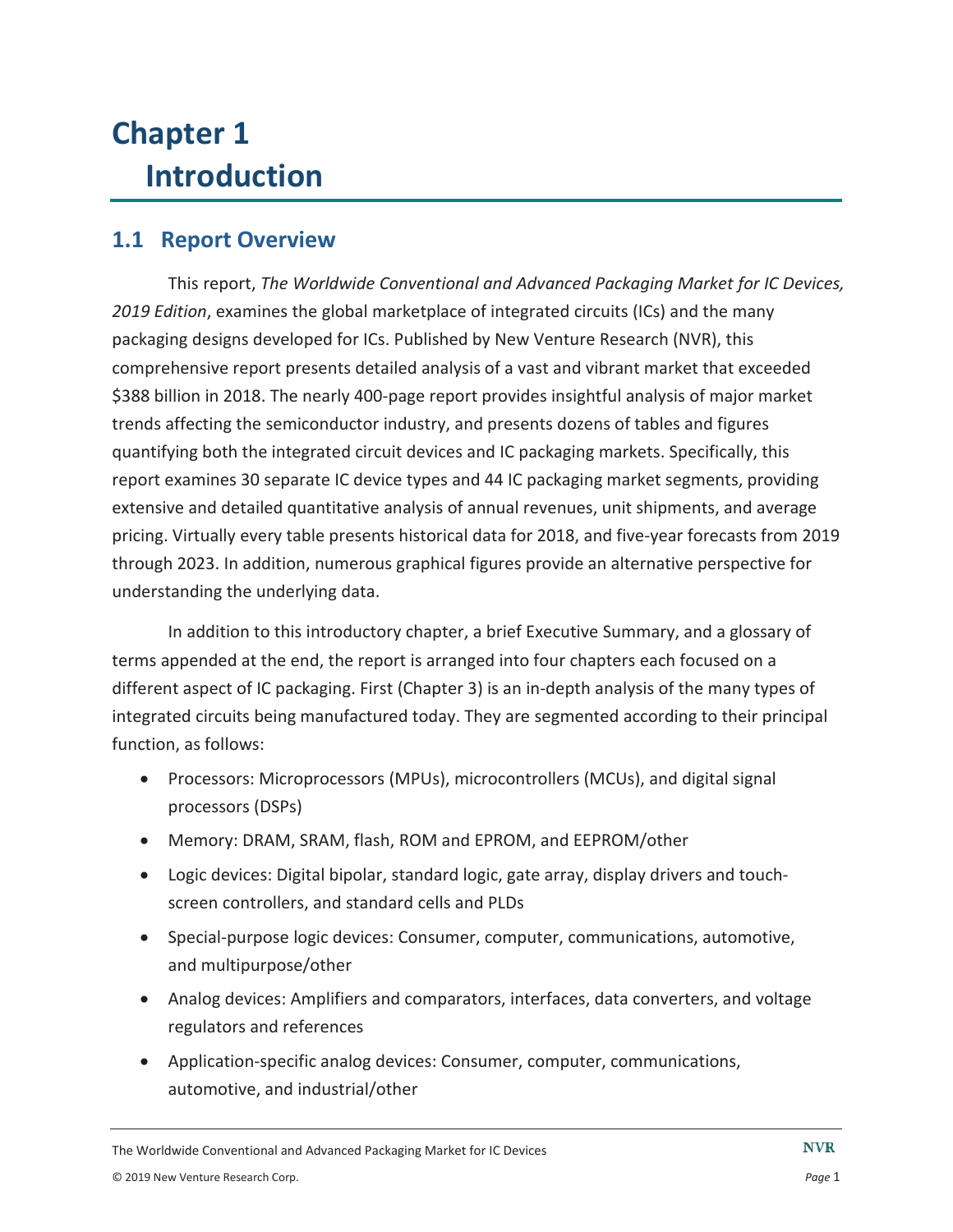# Chapter 1
# Introduction

## 1.1 Report Overview

This report, *The Worldwide Conventional and Advanced Packaging Market for IC Devices, 2019 Edition*, examines the global marketplace of integrated circuits (ICs) and the many packaging designs developed for ICs. Published by New Venture Research (NVR), this comprehensive report presents detailed analysis of a vast and vibrant market that exceeded $388 billion in 2018. The nearly 400-page report provides insightful analysis of major market trends affecting the semiconductor industry, and presents dozens of tables and figures quantifying both the integrated circuit devices and IC packaging markets. Specifically, this report examines 30 separate IC device types and 44 IC packaging market segments, providing extensive and detailed quantitative analysis of annual revenues, unit shipments, and average pricing. Virtually every table presents historical data for 2018, and five-year forecasts from 2019 through 2023. In addition, numerous graphical figures provide an alternative perspective for understanding the underlying data.

In addition to this introductory chapter, a brief Executive Summary, and a glossary of terms appended at the end, the report is arranged into four chapters each focused on a different aspect of IC packaging. First (Chapter 3) is an in-depth analysis of the many types of integrated circuits being manufactured today. They are segmented according to their principal function, as follows:

- Processors: Microprocessors (MPUs), microcontrollers (MCUs), and digital signal processors (DSPs)
- Memory: DRAM, SRAM, flash, ROM and EPROM, and EEPROM/other
- Logic devices: Digital bipolar, standard logic, gate array, display drivers and touch-screen controllers, and standard cells and PLDs
- Special-purpose logic devices: Consumer, computer, communications, automotive, and multipurpose/other
- Analog devices: Amplifiers and comparators, interfaces, data converters, and voltage regulators and references
- Application-specific analog devices: Consumer, computer, communications, automotive, and industrial/other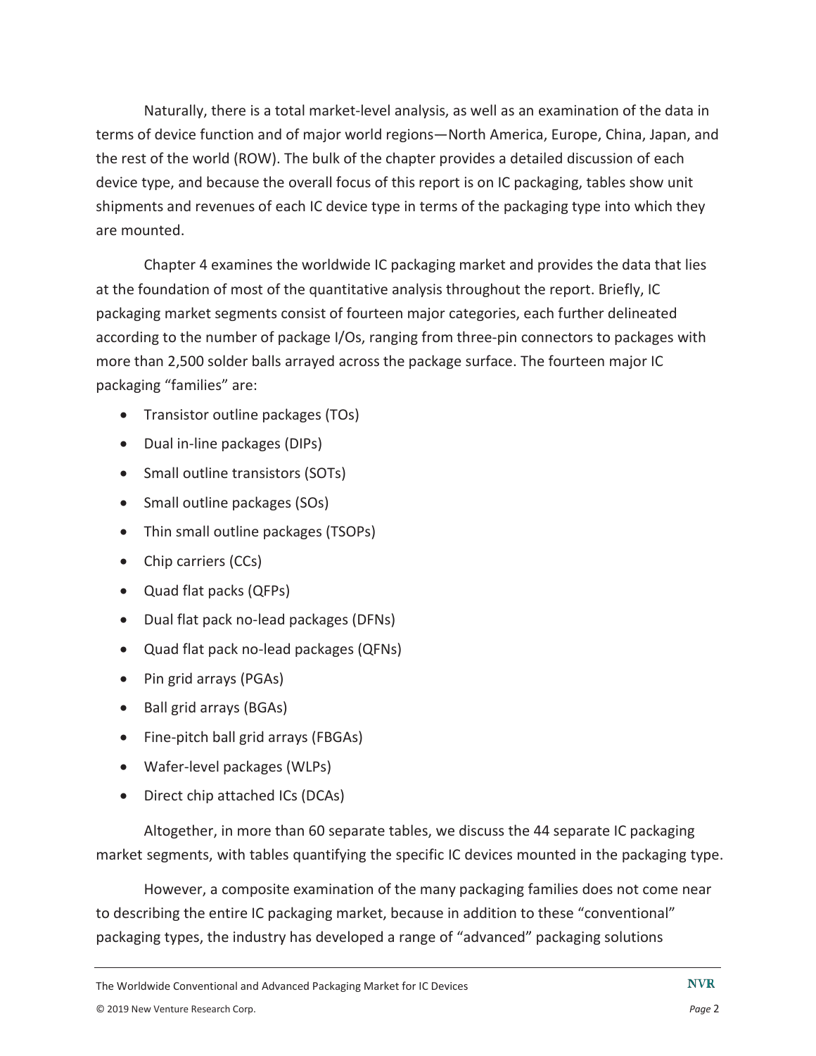Naturally, there is a total market-level analysis, as well as an examination of the data in terms of device function and of major world regions—North America, Europe, China, Japan, and the rest of the world (ROW). The bulk of the chapter provides a detailed discussion of each device type, and because the overall focus of this report is on IC packaging, tables show unit shipments and revenues of each IC device type in terms of the packaging type into which they are mounted.

Chapter 4 examines the worldwide IC packaging market and provides the data that lies at the foundation of most of the quantitative analysis throughout the report. Briefly, IC packaging market segments consist of fourteen major categories, each further delineated according to the number of package I/Os, ranging from three-pin connectors to packages with more than 2,500 solder balls arrayed across the package surface. The fourteen major IC packaging "families" are:

- Transistor outline packages (TOs)
- Dual in-line packages (DIPs)
- Small outline transistors (SOTs)
- Small outline packages (SOs)
- Thin small outline packages (TSOPs)
- Chip carriers (CCs)
- Quad flat packs (QFPs)
- Dual flat pack no-lead packages (DFNs)
- Quad flat pack no-lead packages (QFNs)
- Pin grid arrays (PGAs)
- Ball grid arrays (BGAs)
- Fine-pitch ball grid arrays (FBGAs)
- Wafer-level packages (WLPs)
- Direct chip attached ICs (DCAs)

Altogether, in more than 60 separate tables, we discuss the 44 separate IC packaging market segments, with tables quantifying the specific IC devices mounted in the packaging type.

However, a composite examination of the many packaging families does not come near to describing the entire IC packaging market, because in addition to these "conventional" packaging types, the industry has developed a range of "advanced" packaging solutions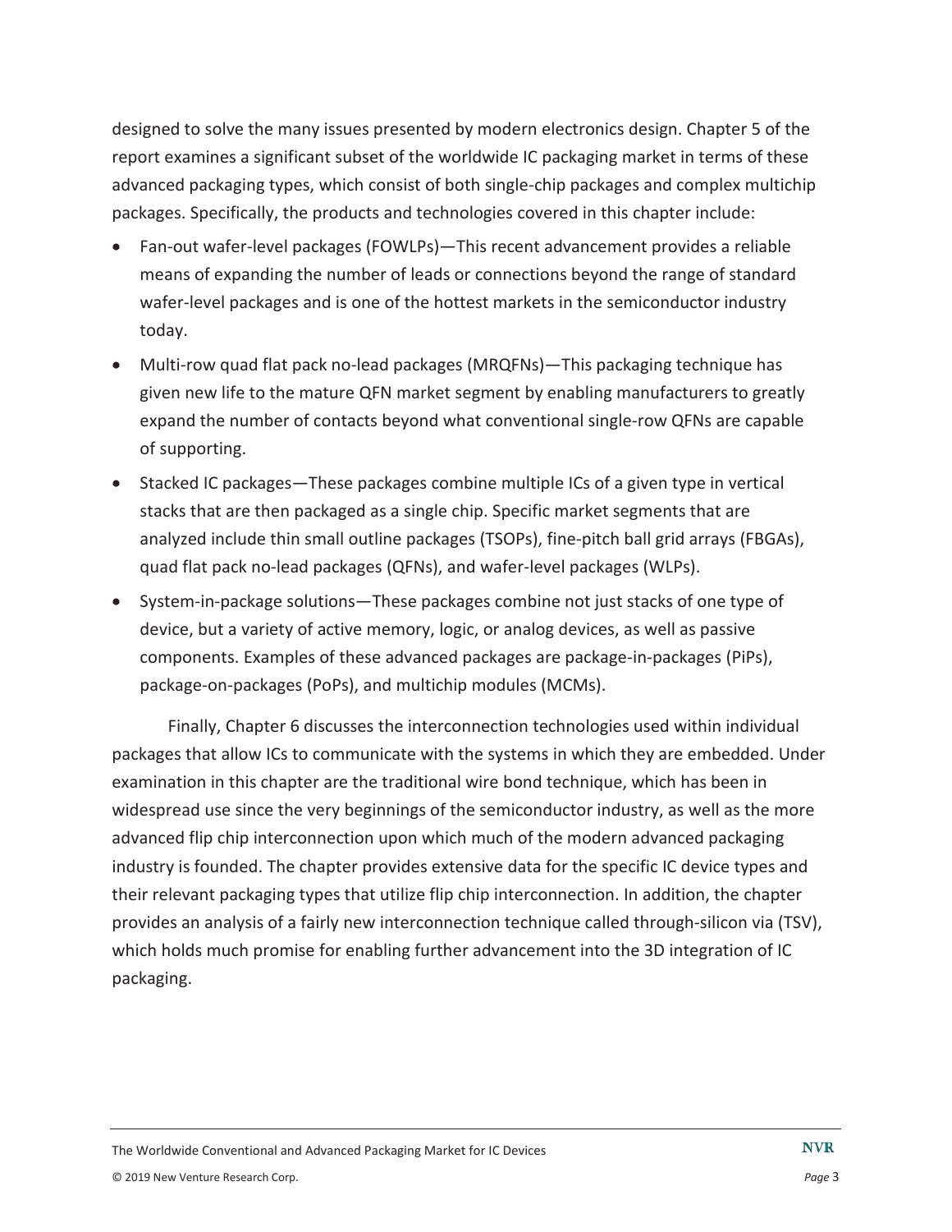designed to solve the many issues presented by modern electronics design. Chapter 5 of the report examines a significant subset of the worldwide IC packaging market in terms of these advanced packaging types, which consist of both single-chip packages and complex multichip packages. Specifically, the products and technologies covered in this chapter include:

- Fan-out wafer-level packages (FOWLPs)—This recent advancement provides a reliable means of expanding the number of leads or connections beyond the range of standard wafer-level packages and is one of the hottest markets in the semiconductor industry today.
- Multi-row quad flat pack no-lead packages (MRQFNs)—This packaging technique has given new life to the mature QFN market segment by enabling manufacturers to greatly expand the number of contacts beyond what conventional single-row QFNs are capable of supporting.
- Stacked IC packages—These packages combine multiple ICs of a given type in vertical stacks that are then packaged as a single chip. Specific market segments that are analyzed include thin small outline packages (TSOPs), fine-pitch ball grid arrays (FBGAs), quad flat pack no-lead packages (QFNs), and wafer-level packages (WLPs).
- System-in-package solutions—These packages combine not just stacks of one type of device, but a variety of active memory, logic, or analog devices, as well as passive components. Examples of these advanced packages are package-in-packages (PiPs), package-on-packages (PoPs), and multichip modules (MCMs).

Finally, Chapter 6 discusses the interconnection technologies used within individual packages that allow ICs to communicate with the systems in which they are embedded. Under examination in this chapter are the traditional wire bond technique, which has been in widespread use since the very beginnings of the semiconductor industry, as well as the more advanced flip chip interconnection upon which much of the modern advanced packaging industry is founded. The chapter provides extensive data for the specific IC device types and their relevant packaging types that utilize flip chip interconnection. In addition, the chapter provides an analysis of a fairly new interconnection technique called through-silicon via (TSV), which holds much promise for enabling further advancement into the 3D integration of IC packaging.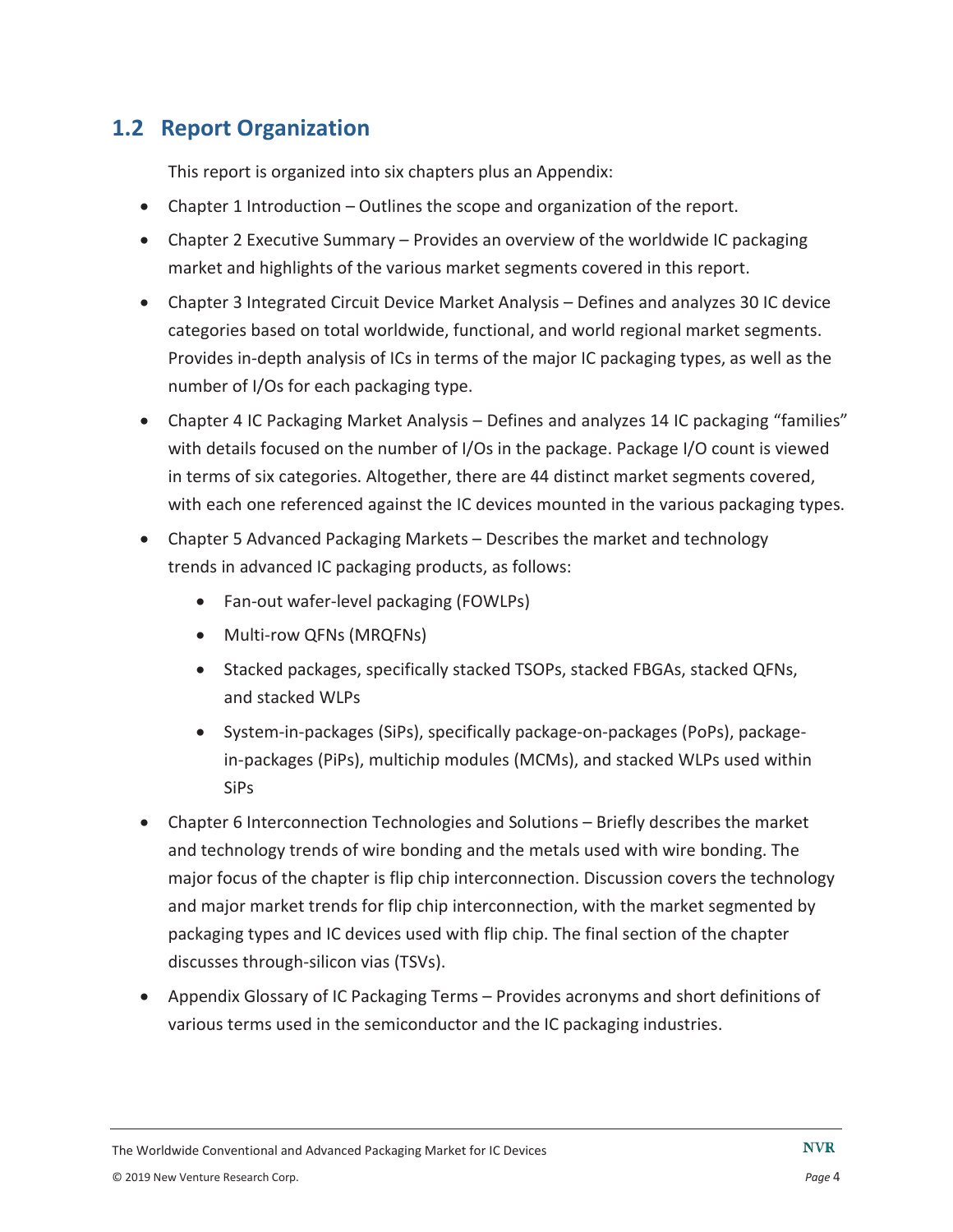## 1.2 Report Organization

This report is organized into six chapters plus an Appendix:

- Chapter 1 Introduction – Outlines the scope and organization of the report.
- Chapter 2 Executive Summary – Provides an overview of the worldwide IC packaging market and highlights of the various market segments covered in this report.
- Chapter 3 Integrated Circuit Device Market Analysis – Defines and analyzes 30 IC device categories based on total worldwide, functional, and world regional market segments. Provides in-depth analysis of ICs in terms of the major IC packaging types, as well as the number of I/Os for each packaging type.
- Chapter 4 IC Packaging Market Analysis – Defines and analyzes 14 IC packaging "families" with details focused on the number of I/Os in the package. Package I/O count is viewed in terms of six categories. Altogether, there are 44 distinct market segments covered, with each one referenced against the IC devices mounted in the various packaging types.
- Chapter 5 Advanced Packaging Markets – Describes the market and technology trends in advanced IC packaging products, as follows:
  - Fan-out wafer-level packaging (FOWLPs)
  - Multi-row QFNs (MRQFNs)
  - Stacked packages, specifically stacked TSOPs, stacked FBGAs, stacked QFNs, and stacked WLPs
  - System-in-packages (SiPs), specifically package-on-packages (PoPs), package-in-packages (PiPs), multichip modules (MCMs), and stacked WLPs used within SiPs
- Chapter 6 Interconnection Technologies and Solutions – Briefly describes the market and technology trends of wire bonding and the metals used with wire bonding. The major focus of the chapter is flip chip interconnection. Discussion covers the technology and major market trends for flip chip interconnection, with the market segmented by packaging types and IC devices used with flip chip. The final section of the chapter discusses through-silicon vias (TSVs).
- Appendix Glossary of IC Packaging Terms – Provides acronyms and short definitions of various terms used in the semiconductor and the IC packaging industries.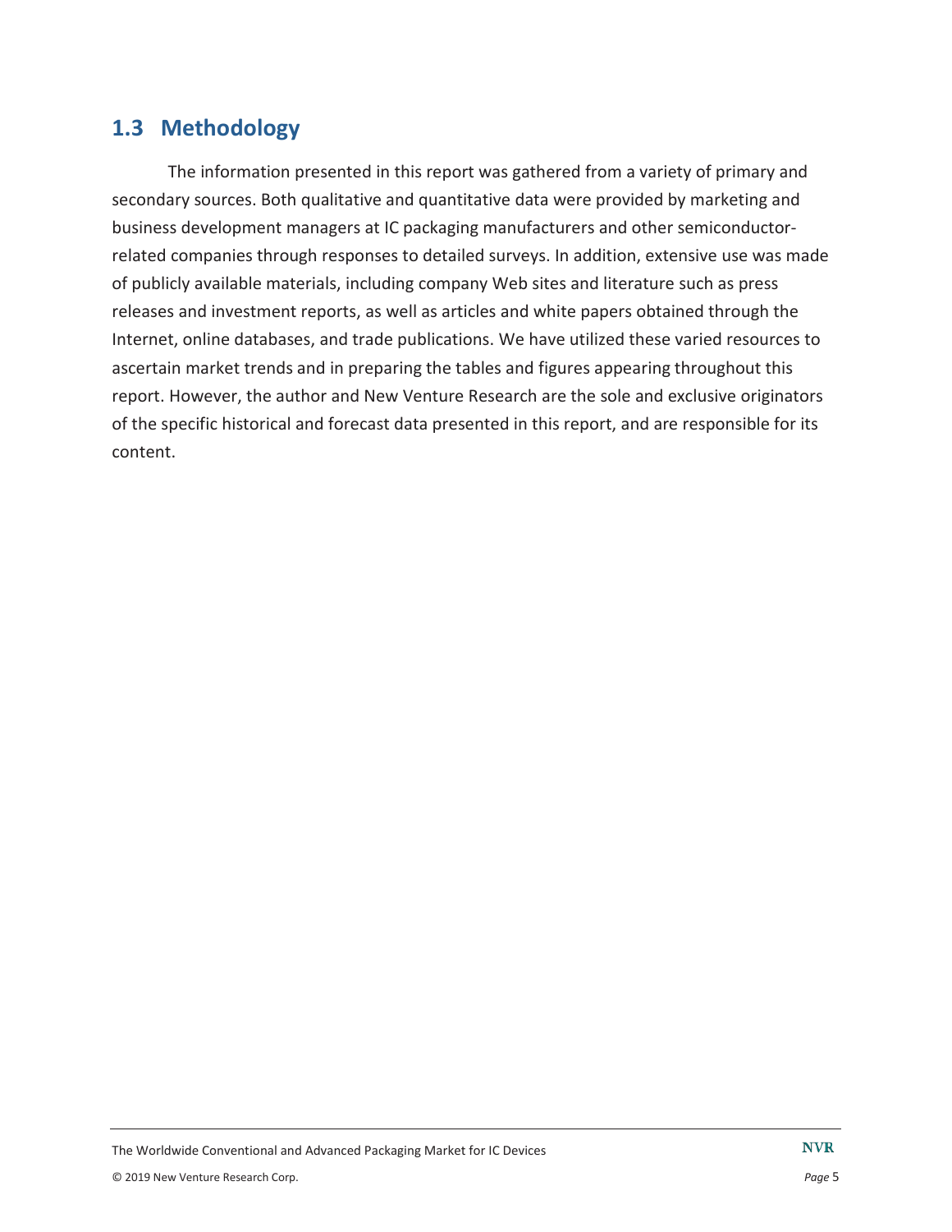## 1.3 Methodology

The information presented in this report was gathered from a variety of primary and secondary sources. Both qualitative and quantitative data were provided by marketing and business development managers at IC packaging manufacturers and other semiconductor-related companies through responses to detailed surveys. In addition, extensive use was made of publicly available materials, including company Web sites and literature such as press releases and investment reports, as well as articles and white papers obtained through the Internet, online databases, and trade publications. We have utilized these varied resources to ascertain market trends and in preparing the tables and figures appearing throughout this report. However, the author and New Venture Research are the sole and exclusive originators of the specific historical and forecast data presented in this report, and are responsible for its content.